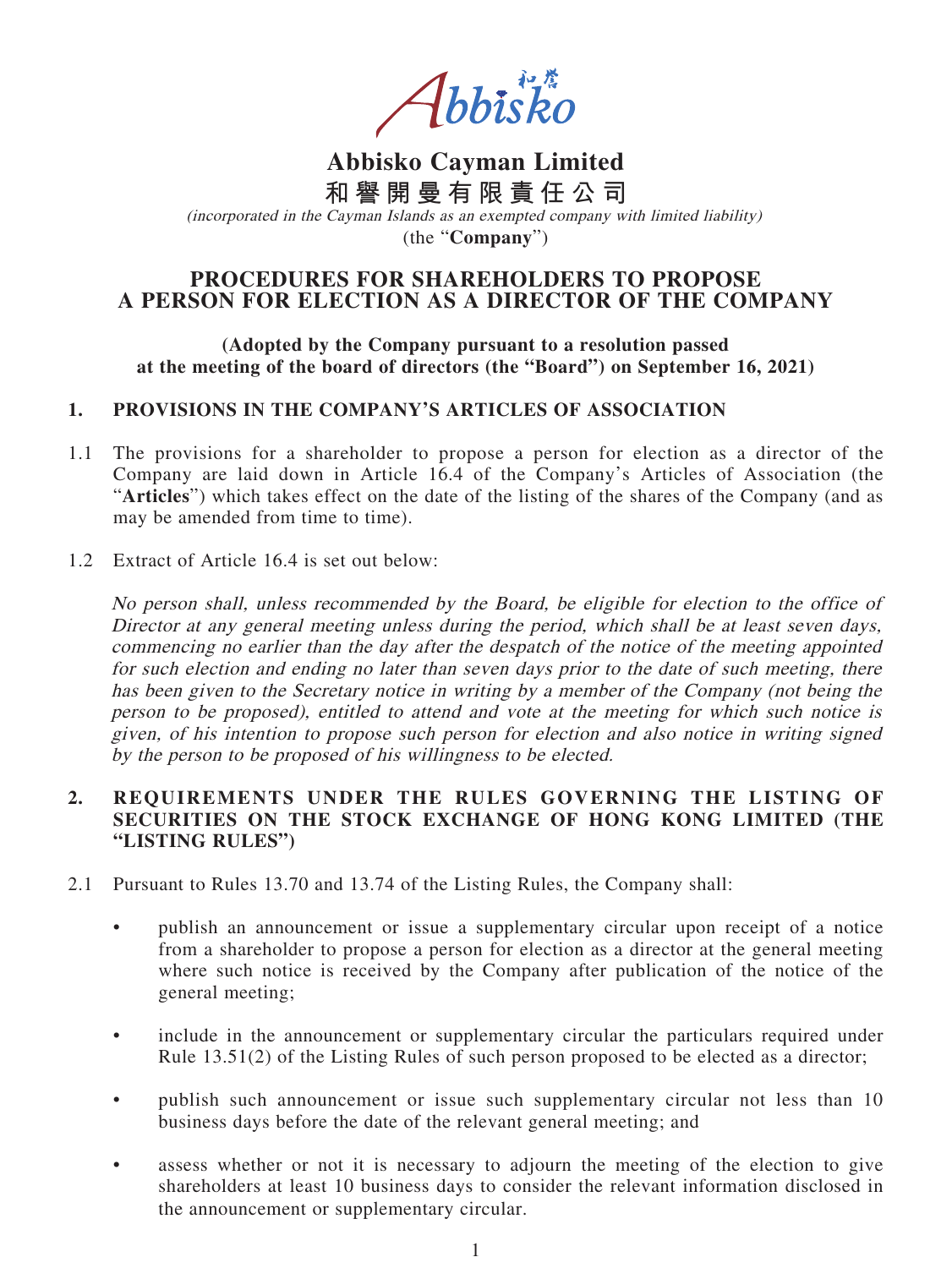# Abbisko Cayman Limited

# 和譽開曼有限責任公司

*(incorporated in the Cayman Islands as an exempted company with limited liability)*

(the "**Company**")

## PROCEDURES FOR SHAREHOLDERS TO PROPOSE A PERSON FOR ELECTION AS A DIRECTOR OF THE COMPANY

**(Adopted by the Company pursuant to a resolution passed at the meeting of the board of directors (the "Board") on September 16, 2021)**

### 1. PROVISIONS IN THE COMPANY'S ARTICLES OF ASSOCIATION

1.1 The provisions for a shareholder to propose a person for election as a director of the Company are laid down in Article 16.4 of the Company's Articles of Association (the "**Articles**") which takes effect on the date of the listing of the shares of the Company (and as may be amended from time to time).

1.2 Extract of Article 16.4 is set out below:

*No person shall, unless recommended by the Board, be eligible for election to the office of Director at any general meeting unless during the period, which shall be at least seven days, commencing no earlier than the day after the despatch of the notice of the meeting appointed for such election and ending no later than seven days prior to the date of such meeting, there has been given to the Secretary notice in writing by a member of the Company (not being the person to be proposed), entitled to attend and vote at the meeting for which such notice is given, of his intention to propose such person for election and also notice in writing signed by the person to be proposed of his willingness to be elected.*

### 2. REQUIREMENTS UNDER THE RULES GOVERNING THE LISTING OF SECURITIES ON THE STOCK EXCHANGE OF HONG KONG LIMITED (THE "LISTING RULES")

2.1 Pursuant to Rules 13.70 and 13.74 of the Listing Rules, the Company shall:

- publish an announcement or issue a supplementary circular upon receipt of a notice from a shareholder to propose a person for election as a director at the general meeting where such notice is received by the Company after publication of the notice of the general meeting;
- include in the announcement or supplementary circular the particulars required under Rule 13.51(2) of the Listing Rules of such person proposed to be elected as a director;
- publish such announcement or issue such supplementary circular not less than 10 business days before the date of the relevant general meeting; and
- assess whether or not it is necessary to adjourn the meeting of the election to give shareholders at least 10 business days to consider the relevant information disclosed in the announcement or supplementary circular.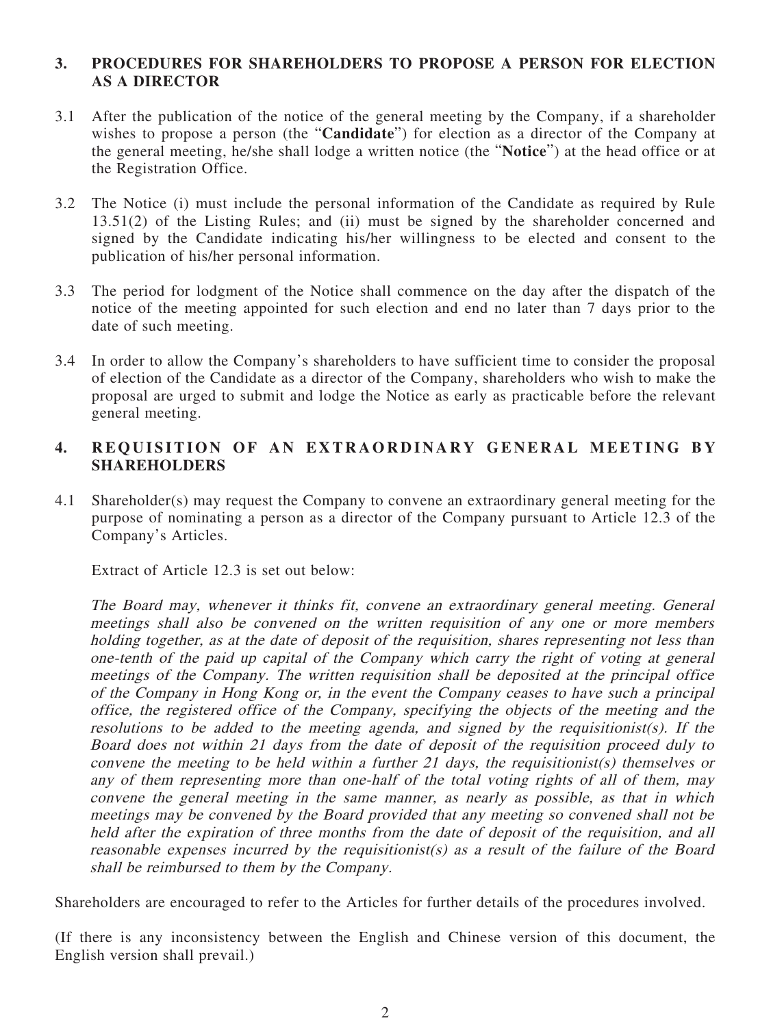## 3. PROCEDURES FOR SHAREHOLDERS TO PROPOSE A PERSON FOR ELECTION AS A DIRECTOR

3.1 After the publication of the notice of the general meeting by the Company, if a shareholder wishes to propose a person (the "**Candidate**") for election as a director of the Company at the general meeting, he/she shall lodge a written notice (the "**Notice**") at the head office or at the Registration Office.

3.2 The Notice (i) must include the personal information of the Candidate as required by Rule 13.51(2) of the Listing Rules; and (ii) must be signed by the shareholder concerned and signed by the Candidate indicating his/her willingness to be elected and consent to the publication of his/her personal information.

3.3 The period for lodgment of the Notice shall commence on the day after the dispatch of the notice of the meeting appointed for such election and end no later than 7 days prior to the date of such meeting.

3.4 In order to allow the Company's shareholders to have sufficient time to consider the proposal of election of the Candidate as a director of the Company, shareholders who wish to make the proposal are urged to submit and lodge the Notice as early as practicable before the relevant general meeting.

## 4. REQUISITION OF AN EXTRAORDINARY GENERAL MEETING BY SHAREHOLDERS

4.1 Shareholder(s) may request the Company to convene an extraordinary general meeting for the purpose of nominating a person as a director of the Company pursuant to Article 12.3 of the Company's Articles.

Extract of Article 12.3 is set out below:

*The Board may, whenever it thinks fit, convene an extraordinary general meeting. General meetings shall also be convened on the written requisition of any one or more members holding together, as at the date of deposit of the requisition, shares representing not less than one-tenth of the paid up capital of the Company which carry the right of voting at general meetings of the Company. The written requisition shall be deposited at the principal office of the Company in Hong Kong or, in the event the Company ceases to have such a principal office, the registered office of the Company, specifying the objects of the meeting and the resolutions to be added to the meeting agenda, and signed by the requisitionist(s). If the Board does not within 21 days from the date of deposit of the requisition proceed duly to convene the meeting to be held within a further 21 days, the requisitionist(s) themselves or any of them representing more than one-half of the total voting rights of all of them, may convene the general meeting in the same manner, as nearly as possible, as that in which meetings may be convened by the Board provided that any meeting so convened shall not be held after the expiration of three months from the date of deposit of the requisition, and all reasonable expenses incurred by the requisitionist(s) as a result of the failure of the Board shall be reimbursed to them by the Company.*

Shareholders are encouraged to refer to the Articles for further details of the procedures involved.

(If there is any inconsistency between the English and Chinese version of this document, the English version shall prevail.)